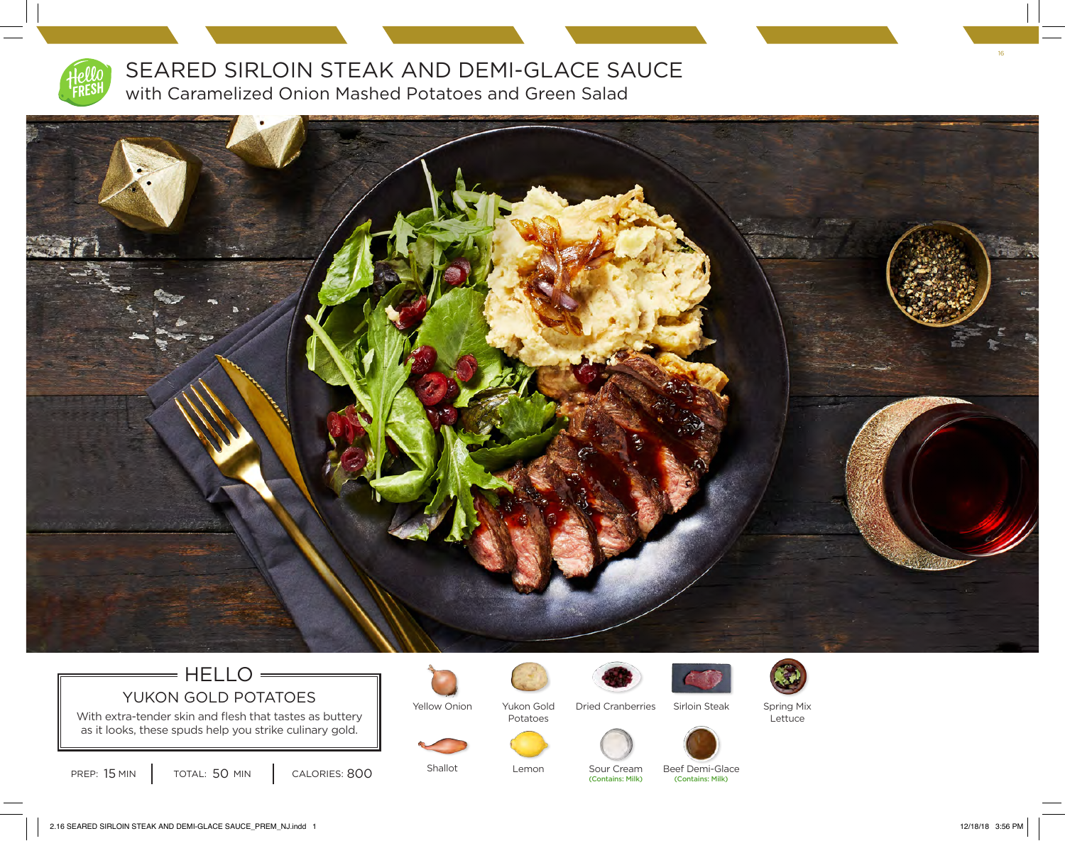# SEARED SIRLOIN STEAK AND DEMI-GLACE SAUCE

## with Caramelized Onion Mashed Potatoes and Green Salad

### HELLO

**YUKON GOLD POTATOES**

With extra-tender skin and flesh that tastes as buttery as it looks, these spuds help you strike culinary gold.

PREP: 15 MIN | TOTAL: 50 MIN | CALORIES: 800

- Yellow Onion
- Yukon Gold Potatoes
- Dried Cranberries
- Sirloin Steak
- Spring Mix Lettuce
- Shallot
- Lemon
- Sour Cream (Contains: Milk)
- Beef Demi-Glace (Contains: Milk)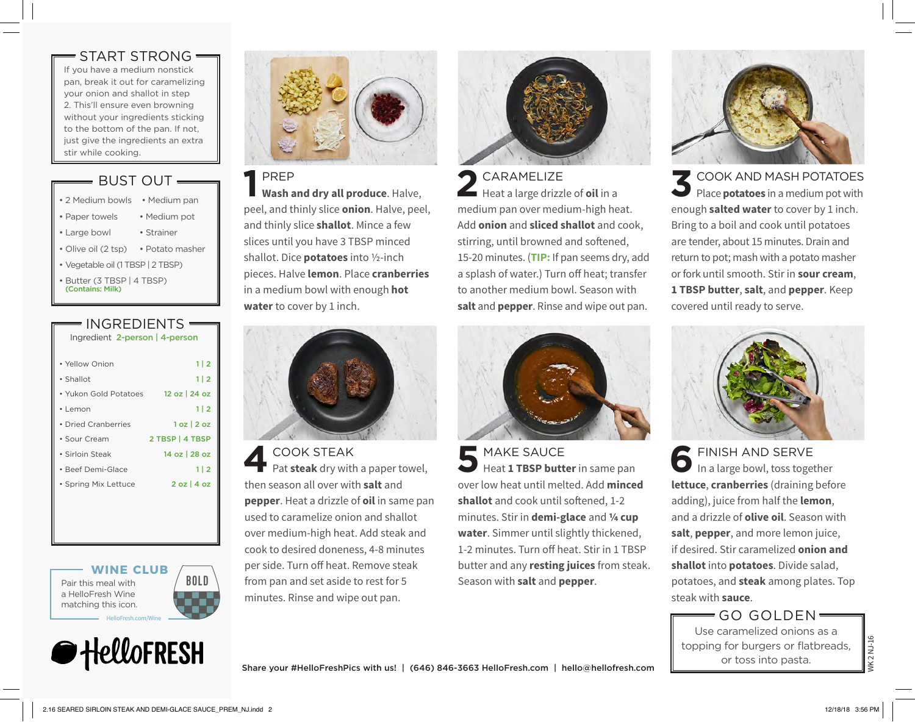## START STRONG

If you have a medium nonstick pan, break it out for caramelizing your onion and shallot in step 2. This'll ensure even browning without your ingredients sticking to the bottom of the pan. If not, just give the ingredients an extra stir while cooking.

## BUST OUT

- 2 Medium bowls
- Medium pan
- Paper towels
- Medium pot
- Large bowl
- Strainer
- Olive oil (2 tsp)
- Potato masher
- Vegetable oil (1 TBSP | 2 TBSP)
- Butter (3 TBSP | 4 TBSP) (Contains: Milk)

## INGREDIENTS

| Ingredient | 2-person \| 4-person |
|---|---|
| Yellow Onion | 1 \| 2 |
| Shallot | 1 \| 2 |
| Yukon Gold Potatoes | 12 oz \| 24 oz |
| Lemon | 1 \| 2 |
| Dried Cranberries | 1 oz \| 2 oz |
| Sour Cream | 2 TBSP \| 4 TBSP |
| Sirloin Steak | 14 oz \| 28 oz |
| Beef Demi-Glace | 1 \| 2 |
| Spring Mix Lettuce | 2 oz \| 4 oz |

## WINE CLUB

Pair this meal with a HelloFresh Wine matching this icon.

BOLD

HelloFresh.com/Wine

HelloFRESH

## 1 PREP

**Wash and dry all produce**. Halve, peel, and thinly slice **onion**. Halve, peel, and thinly slice **shallot**. Mince a few slices until you have 3 TBSP minced shallot. Dice **potatoes** into ½-inch pieces. Halve **lemon**. Place **cranberries** in a medium bowl with enough **hot water** to cover by 1 inch.

## 2 CARAMELIZE

Heat a large drizzle of **oil** in a medium pan over medium-high heat. Add **onion** and **sliced shallot** and cook, stirring, until browned and softened, 15-20 minutes. (**TIP:** If pan seems dry, add a splash of water.) Turn off heat; transfer to another medium bowl. Season with **salt** and **pepper**. Rinse and wipe out pan.

## 3 COOK AND MASH POTATOES

Place **potatoes** in a medium pot with enough **salted water** to cover by 1 inch. Bring to a boil and cook until potatoes are tender, about 15 minutes. Drain and return to pot; mash with a potato masher or fork until smooth. Stir in **sour cream**, **1 TBSP butter**, **salt**, and **pepper**. Keep covered until ready to serve.

## 4 COOK STEAK

Pat **steak** dry with a paper towel, then season all over with **salt** and **pepper**. Heat a drizzle of **oil** in same pan used to caramelize onion and shallot over medium-high heat. Add steak and cook to desired doneness, 4-8 minutes per side. Turn off heat. Remove steak from pan and set aside to rest for 5 minutes. Rinse and wipe out pan.

## 5 MAKE SAUCE

Heat **1 TBSP butter** in same pan over low heat until melted. Add **minced shallot** and cook until softened, 1-2 minutes. Stir in **demi-glace** and **¼ cup water**. Simmer until slightly thickened, 1-2 minutes. Turn off heat. Stir in 1 TBSP butter and any **resting juices** from steak. Season with **salt** and **pepper**.

## 6 FINISH AND SERVE

In a large bowl, toss together **lettuce**, **cranberries** (draining before adding), juice from half the **lemon**, and a drizzle of **olive oil**. Season with **salt**, **pepper**, and more lemon juice, if desired. Stir caramelized **onion and shallot** into **potatoes**. Divide salad, potatoes, and **steak** among plates. Top steak with **sauce**.

## GO GOLDEN

Use caramelized onions as a topping for burgers or flatbreads, or toss into pasta.

WK 2 NJ-16

Share your #HelloFreshPics with us! | (646) 846-3663 HelloFresh.com | hello@hellofresh.com